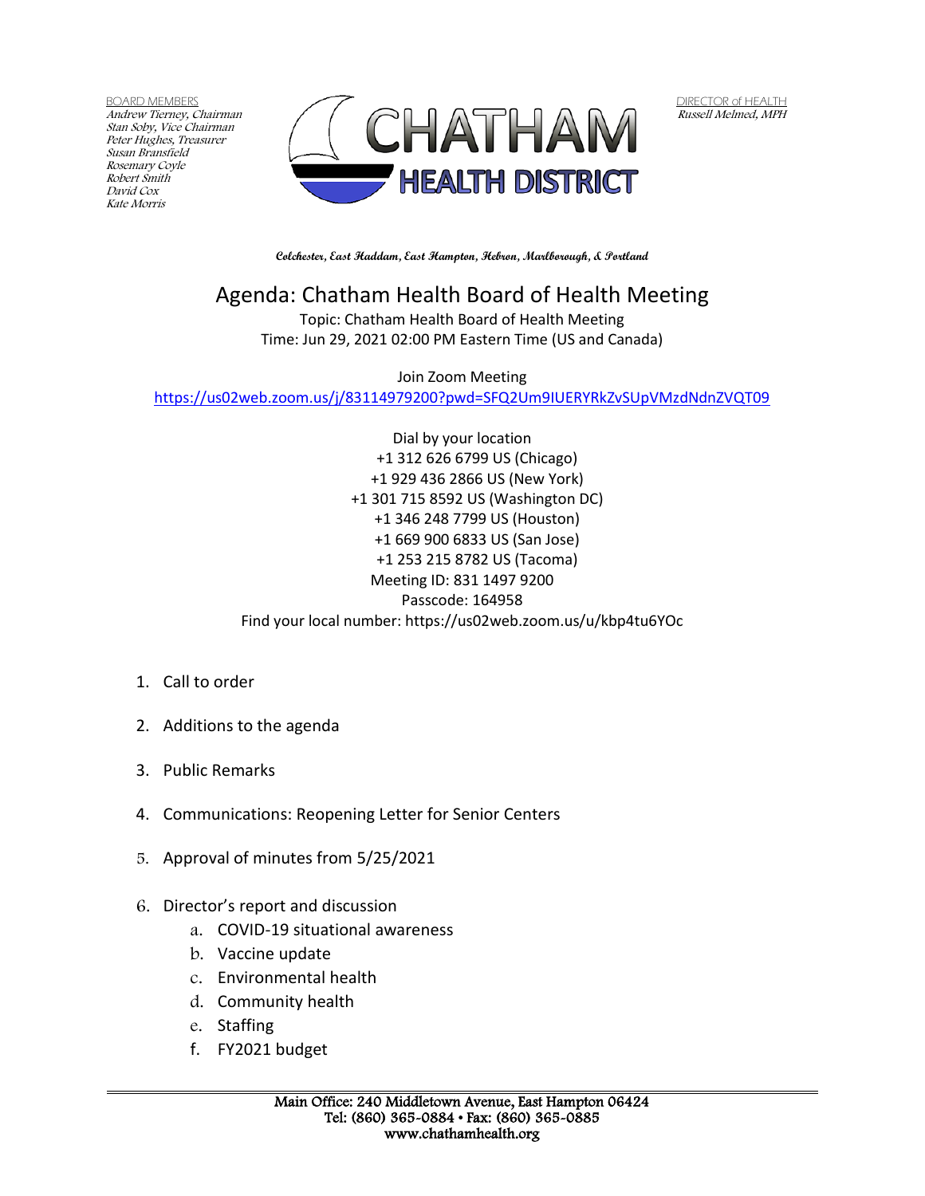BOARD MEMBERS
*Andrew Tierney, Chairman*
*Stan Soby, Vice Chairman*
*Peter Hughes, Treasurer*
*Susan Bransfield*
*Rosemary Coyle*
*Robert Smith*
*David Cox*
*Kate Morris*

CHATHAM
HEALTH DISTRICT

DIRECTOR of HEALTH
*Russell Melmed, MPH*

**Colchester, East Haddam, East Hampton, Hebron, Marlborough, & Portland**

# Agenda: Chatham Health Board of Health Meeting

Topic: Chatham Health Board of Health Meeting
Time: Jun 29, 2021 02:00 PM Eastern Time (US and Canada)

Join Zoom Meeting
https://us02web.zoom.us/j/83114979200?pwd=SFQ2Um9IUERYRkZvSUpVMzdNdnZVQT09

Dial by your location
+1 312 626 6799 US (Chicago)
+1 929 436 2866 US (New York)
+1 301 715 8592 US (Washington DC)
+1 346 248 7799 US (Houston)
+1 669 900 6833 US (San Jose)
+1 253 215 8782 US (Tacoma)
Meeting ID: 831 1497 9200
Passcode: 164958
Find your local number: https://us02web.zoom.us/u/kbp4tu6YOc

1. Call to order
2. Additions to the agenda
3. Public Remarks
4. Communications: Reopening Letter for Senior Centers
5. Approval of minutes from 5/25/2021
6. Director's report and discussion
   a. COVID-19 situational awareness
   b. Vaccine update
   c. Environmental health
   d. Community health
   e. Staffing
   f. FY2021 budget

Main Office: 240 Middletown Avenue, East Hampton 06424
Tel: (860) 365-0884 • Fax: (860) 365-0885
www.chathamhealth.org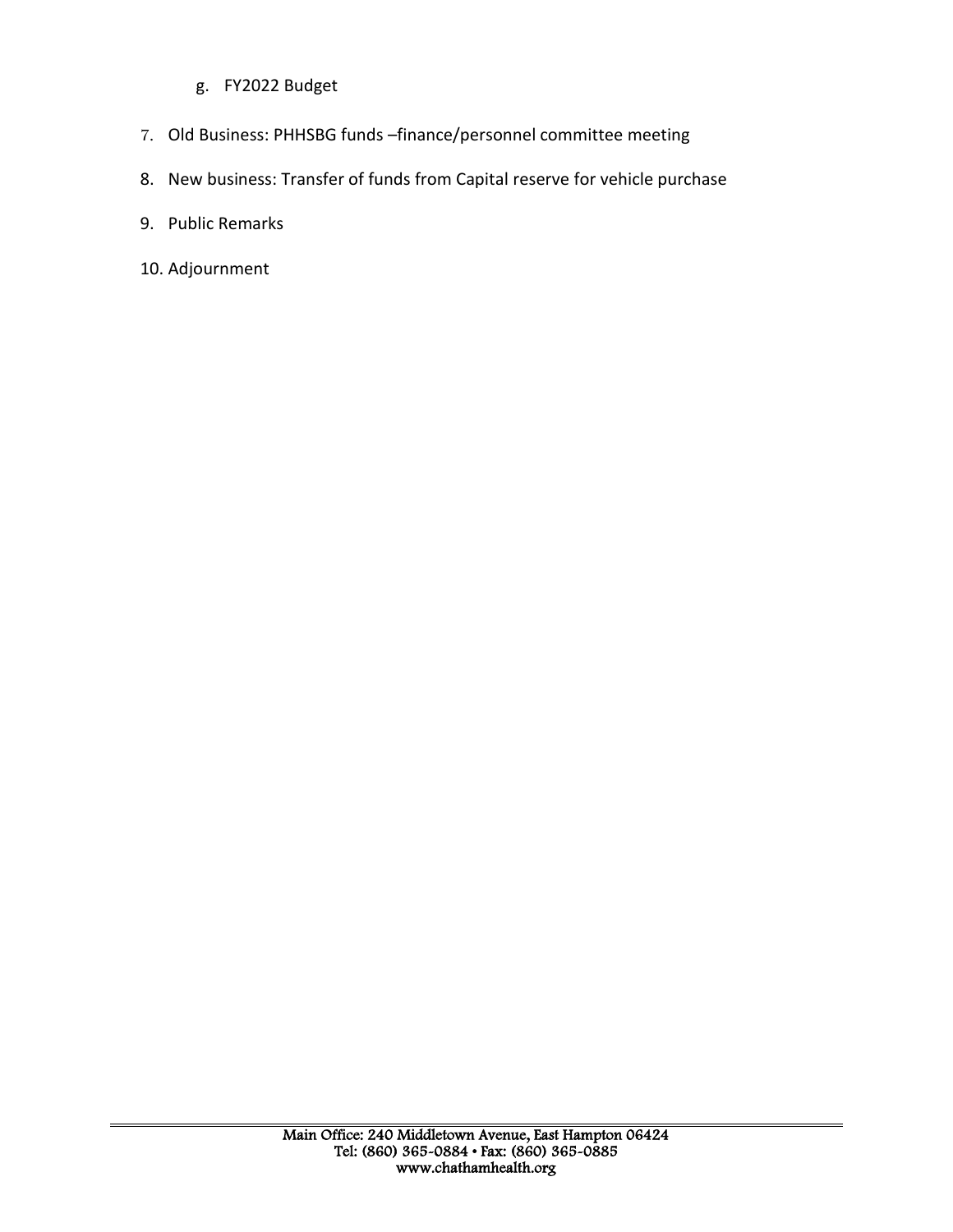g. FY2022 Budget

7. Old Business: PHHSBG funds –finance/personnel committee meeting
8. New business: Transfer of funds from Capital reserve for vehicle purchase
9. Public Remarks
10. Adjournment